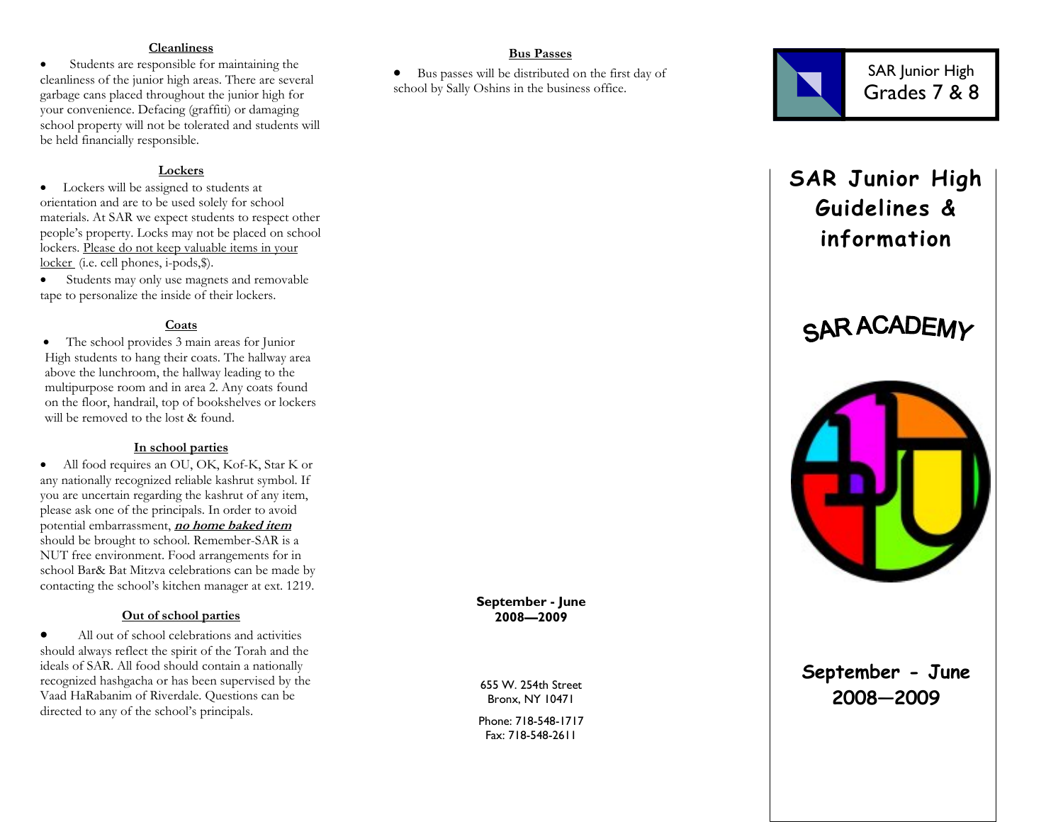### Cleanliness

- Students are responsible for maintaining the cleanliness of the junior high areas. There are several garbage cans placed throughout the junior high for your convenience. Defacing (graffiti) or damaging school property will not be tolerated and students will be held financially responsible.

### Lockers

- Lockers will be assigned to students at orientation and are to be used solely for school materials. At SAR we expect students to respect other people's property. Locks may not be placed on school lockers. Please do not keep valuable items in your locker (i.e. cell phones, i-pods,$).
- Students may only use magnets and removable tape to personalize the inside of their lockers.

### Coats

- The school provides 3 main areas for Junior High students to hang their coats. The hallway area above the lunchroom, the hallway leading to the multipurpose room and in area 2. Any coats found on the floor, handrail, top of bookshelves or lockers will be removed to the lost & found.

### In school parties

- All food requires an OU, OK, Kof-K, Star K or any nationally recognized reliable kashrut symbol. If you are uncertain regarding the kashrut of any item, please ask one of the principals. In order to avoid potential embarrassment, ***no home baked item*** should be brought to school. Remember-SAR is a NUT free environment. Food arrangements for in school Bar& Bat Mitzva celebrations can be made by contacting the school's kitchen manager at ext. 1219.

### Out of school parties

- All out of school celebrations and activities should always reflect the spirit of the Torah and the ideals of SAR. All food should contain a nationally recognized hashgacha or has been supervised by the Vaad HaRabanim of Riverdale. Questions can be directed to any of the school's principals.

### Bus Passes

- Bus passes will be distributed on the first day of school by Sally Oshins in the business office.

**September - June**
**2008—2009**

655 W. 254th Street
Bronx, NY 10471

Phone: 718-548-1717
Fax: 718-548-2611

SAR Junior High
Grades 7 & 8

# SAR Junior High Guidelines & information

SAR ACADEMY

**September - June**
**2008—2009**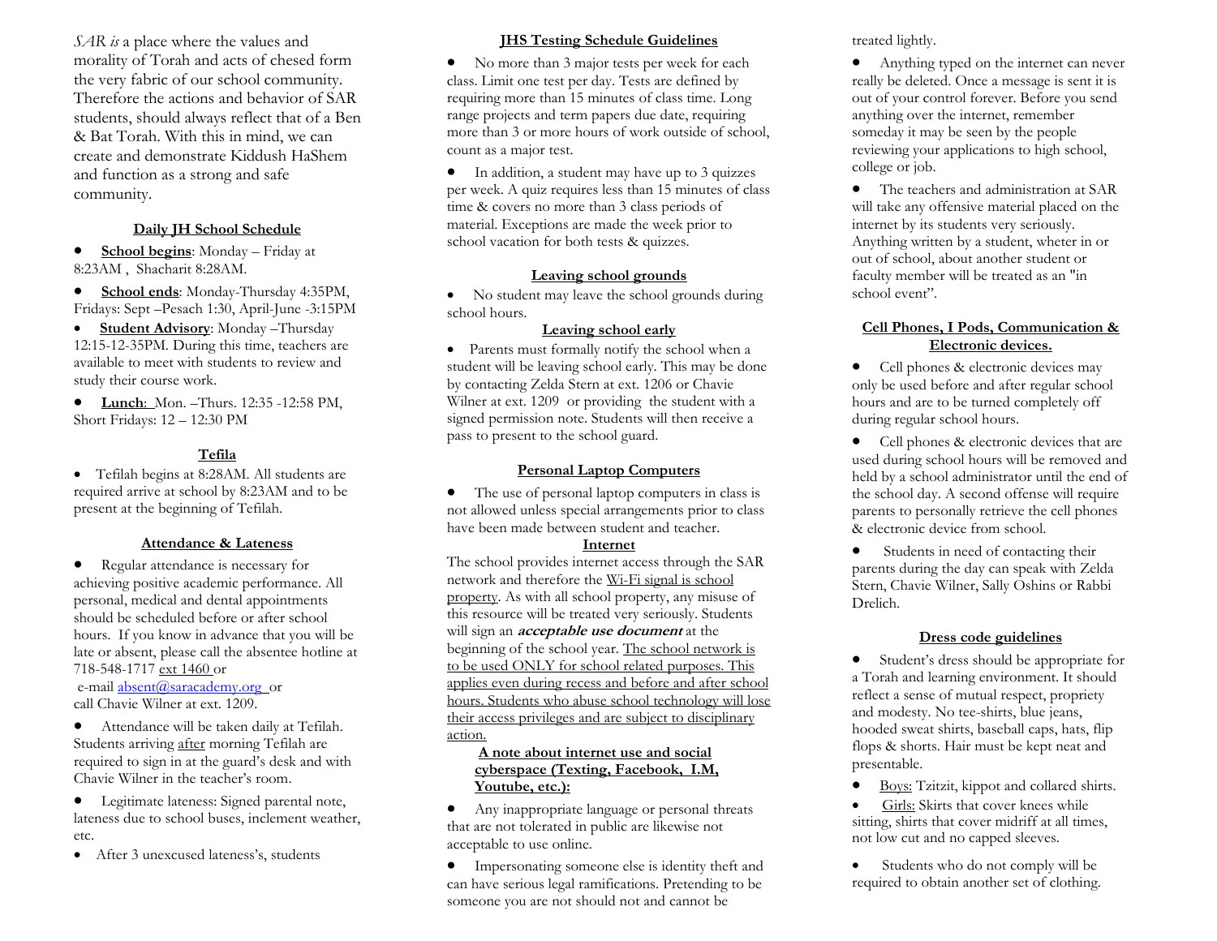*SAR is* a place where the values and morality of Torah and acts of chesed form the very fabric of our school community. Therefore the actions and behavior of SAR students, should always reflect that of a Ben & Bat Torah. With this in mind, we can create and demonstrate Kiddush HaShem and function as a strong and safe community.

### Daily JH School Schedule

- **School begins**: Monday – Friday at 8:23AM , Shacharit 8:28AM.
- **School ends**: Monday-Thursday 4:35PM, Fridays: Sept –Pesach 1:30, April-June -3:15PM
- **Student Advisory**: Monday –Thursday 12:15-12-35PM. During this time, teachers are available to meet with students to review and study their course work.
- **Lunch**: Mon. –Thurs. 12:35 -12:58 PM, Short Fridays: 12 – 12:30 PM

### Tefila

- Tefilah begins at 8:28AM. All students are required arrive at school by 8:23AM and to be present at the beginning of Tefilah.

### Attendance & Lateness

- Regular attendance is necessary for achieving positive academic performance. All personal, medical and dental appointments should be scheduled before or after school hours. If you know in advance that you will be late or absent, please call the absentee hotline at 718-548-1717 ext 1460 or e-mail absent@saracademy.org or call Chavie Wilner at ext. 1209.
- Attendance will be taken daily at Tefilah. Students arriving after morning Tefilah are required to sign in at the guard's desk and with Chavie Wilner in the teacher's room.
- Legitimate lateness: Signed parental note, lateness due to school buses, inclement weather, etc.
- After 3 unexcused lateness's, students

### JHS Testing Schedule Guidelines

- No more than 3 major tests per week for each class. Limit one test per day. Tests are defined by requiring more than 15 minutes of class time. Long range projects and term papers due date, requiring more than 3 or more hours of work outside of school, count as a major test.
- In addition, a student may have up to 3 quizzes per week. A quiz requires less than 15 minutes of class time & covers no more than 3 class periods of material. Exceptions are made the week prior to school vacation for both tests & quizzes.

### Leaving school grounds

- No student may leave the school grounds during school hours.

### Leaving school early

- Parents must formally notify the school when a student will be leaving school early. This may be done by contacting Zelda Stern at ext. 1206 or Chavie Wilner at ext. 1209 or providing the student with a signed permission note. Students will then receive a pass to present to the school guard.

### Personal Laptop Computers

- The use of personal laptop computers in class is not allowed unless special arrangements prior to class have been made between student and teacher.

### Internet

The school provides internet access through the SAR network and therefore the Wi-Fi signal is school property. As with all school property, any misuse of this resource will be treated very seriously. Students will sign an ***acceptable use document*** at the beginning of the school year. The school network is to be used ONLY for school related purposes. This applies even during recess and before and after school hours. Students who abuse school technology will lose their access privileges and are subject to disciplinary action.

### A note about internet use and social cyberspace (Texting, Facebook, I.M, Youtube, etc.):

- Any inappropriate language or personal threats that are not tolerated in public are likewise not acceptable to use online.
- Impersonating someone else is identity theft and can have serious legal ramifications. Pretending to be someone you are not should not and cannot be treated lightly.
- Anything typed on the internet can never really be deleted. Once a message is sent it is out of your control forever. Before you send anything over the internet, remember someday it may be seen by the people reviewing your applications to high school, college or job.
- The teachers and administration at SAR will take any offensive material placed on the internet by its students very seriously. Anything written by a student, wheter in or out of school, about another student or faculty member will be treated as an "in school event".

### Cell Phones, I Pods, Communication & Electronic devices.

- Cell phones & electronic devices may only be used before and after regular school hours and are to be turned completely off during regular school hours.
- Cell phones & electronic devices that are used during school hours will be removed and held by a school administrator until the end of the school day. A second offense will require parents to personally retrieve the cell phones & electronic device from school.
- Students in need of contacting their parents during the day can speak with Zelda Stern, Chavie Wilner, Sally Oshins or Rabbi Drelich.

### Dress code guidelines

- Student's dress should be appropriate for a Torah and learning environment. It should reflect a sense of mutual respect, propriety and modesty. No tee-shirts, blue jeans, hooded sweat shirts, baseball caps, hats, flip flops & shorts. Hair must be kept neat and presentable.
- Boys: Tzitzit, kippot and collared shirts.
- Girls: Skirts that cover knees while sitting, shirts that cover midriff at all times, not low cut and no capped sleeves.
- Students who do not comply will be required to obtain another set of clothing.